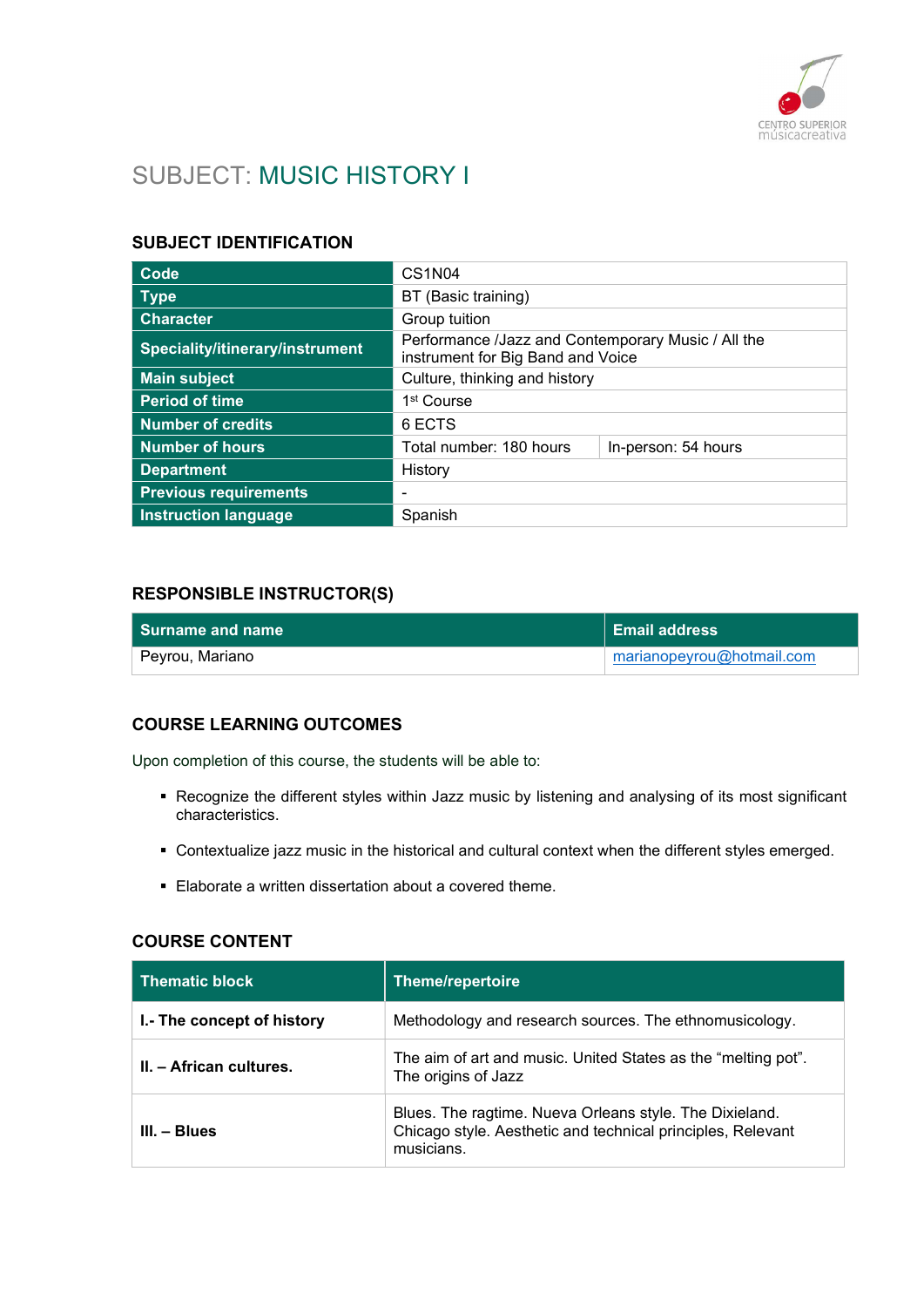# SUBJECT: MUSIC HISTORY I

## SUBJECT IDENTIFICATION

| | | |
|---|---|---|
| **Code** | CS1N04 | |
| **Type** | BT (Basic training) | |
| **Character** | Group tuition | |
| **Speciality/itinerary/instrument** | Performance /Jazz and Contemporary Music / All the instrument for Big Band and Voice | |
| **Main subject** | Culture, thinking and history | |
| **Period of time** | 1st Course | |
| **Number of credits** | 6 ECTS | |
| **Number of hours** | Total number: 180 hours | In-person: 54 hours |
| **Department** | History | |
| **Previous requirements** | - | |
| **Instruction language** | Spanish | |

## RESPONSIBLE INSTRUCTOR(S)

| Surname and name | Email address |
|---|---|
| Peyrou, Mariano | marianopeyrou@hotmail.com |

## COURSE LEARNING OUTCOMES

Upon completion of this course, the students will be able to:

- Recognize the different styles within Jazz music by listening and analysing of its most significant characteristics.
- Contextualize jazz music in the historical and cultural context when the different styles emerged.
- Elaborate a written dissertation about a covered theme.

## COURSE CONTENT

| Thematic block | Theme/repertoire |
|---|---|
| **I.- The concept of history** | Methodology and research sources. The ethnomusicology. |
| **II. – African cultures.** | The aim of art and music. United States as the “melting pot”. The origins of Jazz |
| **III. – Blues** | Blues. The ragtime. Nueva Orleans style. The Dixieland. Chicago style. Aesthetic and technical principles, Relevant musicians. |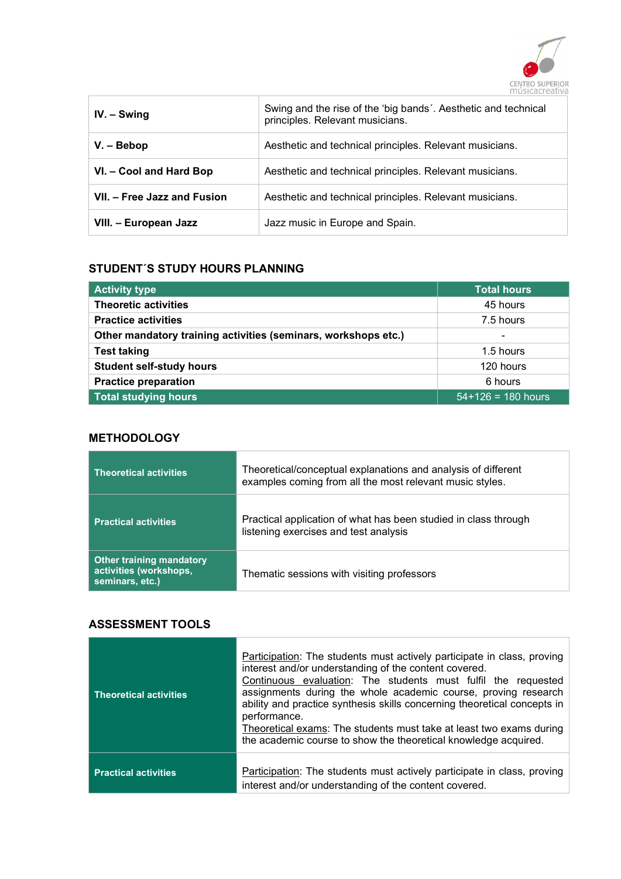| | |
|---|---|
| **IV. – Swing** | Swing and the rise of the ‘big bands´. Aesthetic and technical principles. Relevant musicians. |
| **V. – Bebop** | Aesthetic and technical principles. Relevant musicians. |
| **VI. – Cool and Hard Bop** | Aesthetic and technical principles. Relevant musicians. |
| **VII. – Free Jazz and Fusion** | Aesthetic and technical principles. Relevant musicians. |
| **VIII. – European Jazz** | Jazz music in Europe and Spain. |

## STUDENT´S STUDY HOURS PLANNING

| Activity type | Total hours |
|---|---|
| **Theoretic activities** | 45 hours |
| **Practice activities** | 7.5 hours |
| **Other mandatory training activities (seminars, workshops etc.)** | - |
| **Test taking** | 1.5 hours |
| **Student self-study hours** | 120 hours |
| **Practice preparation** | 6 hours |
| **Total studying hours** | 54+126 = 180 hours |

## METHODOLOGY

| | |
|---|---|
| **Theoretical activities** | Theoretical/conceptual explanations and analysis of different examples coming from all the most relevant music styles. |
| **Practical activities** | Practical application of what has been studied in class through listening exercises and test analysis |
| **Other training mandatory activities (workshops, seminars, etc.)** | Thematic sessions with visiting professors |

## ASSESSMENT TOOLS

| | |
|---|---|
| **Theoretical activities** | Participation: The students must actively participate in class, proving interest and/or understanding of the content covered. Continuous evaluation: The students must fulfil the requested assignments during the whole academic course, proving research ability and practice synthesis skills concerning theoretical concepts in performance. Theoretical exams: The students must take at least two exams during the academic course to show the theoretical knowledge acquired. |
| **Practical activities** | Participation: The students must actively participate in class, proving interest and/or understanding of the content covered. |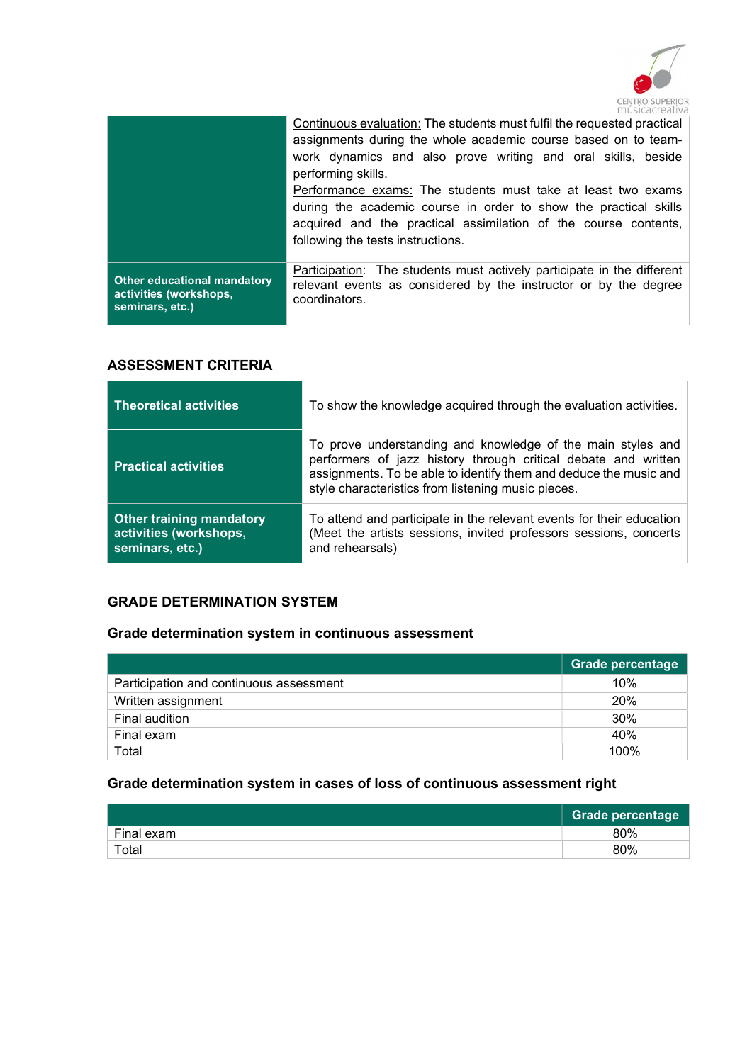| | |
|---|---|
| | Continuous evaluation: The students must fulfil the requested practical assignments during the whole academic course based on to team-work dynamics and also prove writing and oral skills, beside performing skills.<br>Performance exams: The students must take at least two exams during the academic course in order to show the practical skills acquired and the practical assimilation of the course contents, following the tests instructions. |
| **Other educational mandatory activities (workshops, seminars, etc.)** | Participation: The students must actively participate in the different relevant events as considered by the instructor or by the degree coordinators. |

### ASSESSMENT CRITERIA

| | |
|---|---|
| **Theoretical activities** | To show the knowledge acquired through the evaluation activities. |
| **Practical activities** | To prove understanding and knowledge of the main styles and performers of jazz history through critical debate and written assignments. To be able to identify them and deduce the music and style characteristics from listening music pieces. |
| **Other training mandatory activities (workshops, seminars, etc.)** | To attend and participate in the relevant events for their education (Meet the artists sessions, invited professors sessions, concerts and rehearsals) |

### GRADE DETERMINATION SYSTEM

#### Grade determination system in continuous assessment

| | Grade percentage |
|---|---|
| Participation and continuous assessment | 10% |
| Written assignment | 20% |
| Final audition | 30% |
| Final exam | 40% |
| Total | 100% |

#### Grade determination system in cases of loss of continuous assessment right

| | Grade percentage |
|---|---|
| Final exam | 80% |
| Total | 80% |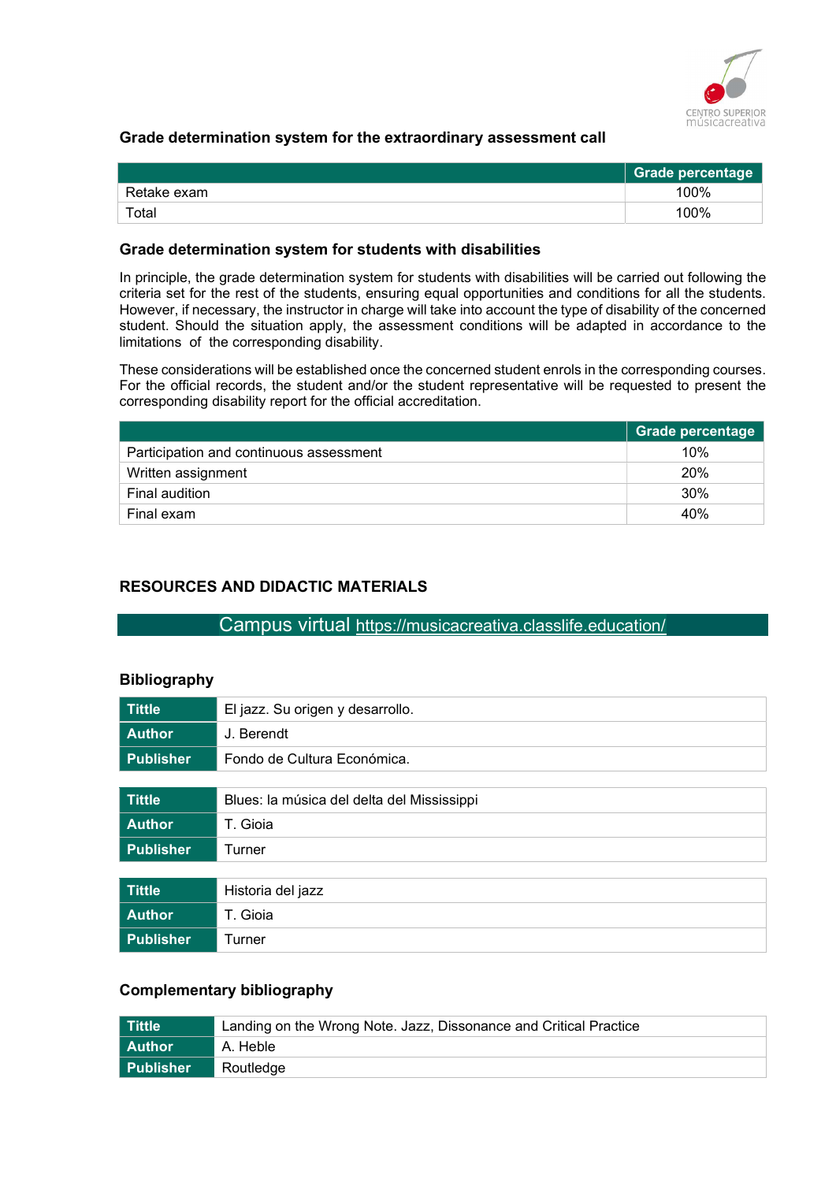### Grade determination system for the extraordinary assessment call

| | Grade percentage |
|---|---|
| Retake exam | 100% |
| Total | 100% |

### Grade determination system for students with disabilities

In principle, the grade determination system for students with disabilities will be carried out following the criteria set for the rest of the students, ensuring equal opportunities and conditions for all the students. However, if necessary, the instructor in charge will take into account the type of disability of the concerned student. Should the situation apply, the assessment conditions will be adapted in accordance to the limitations of the corresponding disability.

These considerations will be established once the concerned student enrols in the corresponding courses. For the official records, the student and/or the student representative will be requested to present the corresponding disability report for the official accreditation.

| | Grade percentage |
|---|---|
| Participation and continuous assessment | 10% |
| Written assignment | 20% |
| Final audition | 30% |
| Final exam | 40% |

## RESOURCES AND DIDACTIC MATERIALS

Campus virtual https://musicacreativa.classlife.education/

### Bibliography

| | |
|---|---|
| **Tittle** | El jazz. Su origen y desarrollo. |
| **Author** | J. Berendt |
| **Publisher** | Fondo de Cultura Económica. |

| | |
|---|---|
| **Tittle** | Blues: la música del delta del Mississippi |
| **Author** | T. Gioia |
| **Publisher** | Turner |

| | |
|---|---|
| **Tittle** | Historia del jazz |
| **Author** | T. Gioia |
| **Publisher** | Turner |

### Complementary bibliography

| | |
|---|---|
| **Tittle** | Landing on the Wrong Note. Jazz, Dissonance and Critical Practice |
| **Author** | A. Heble |
| **Publisher** | Routledge |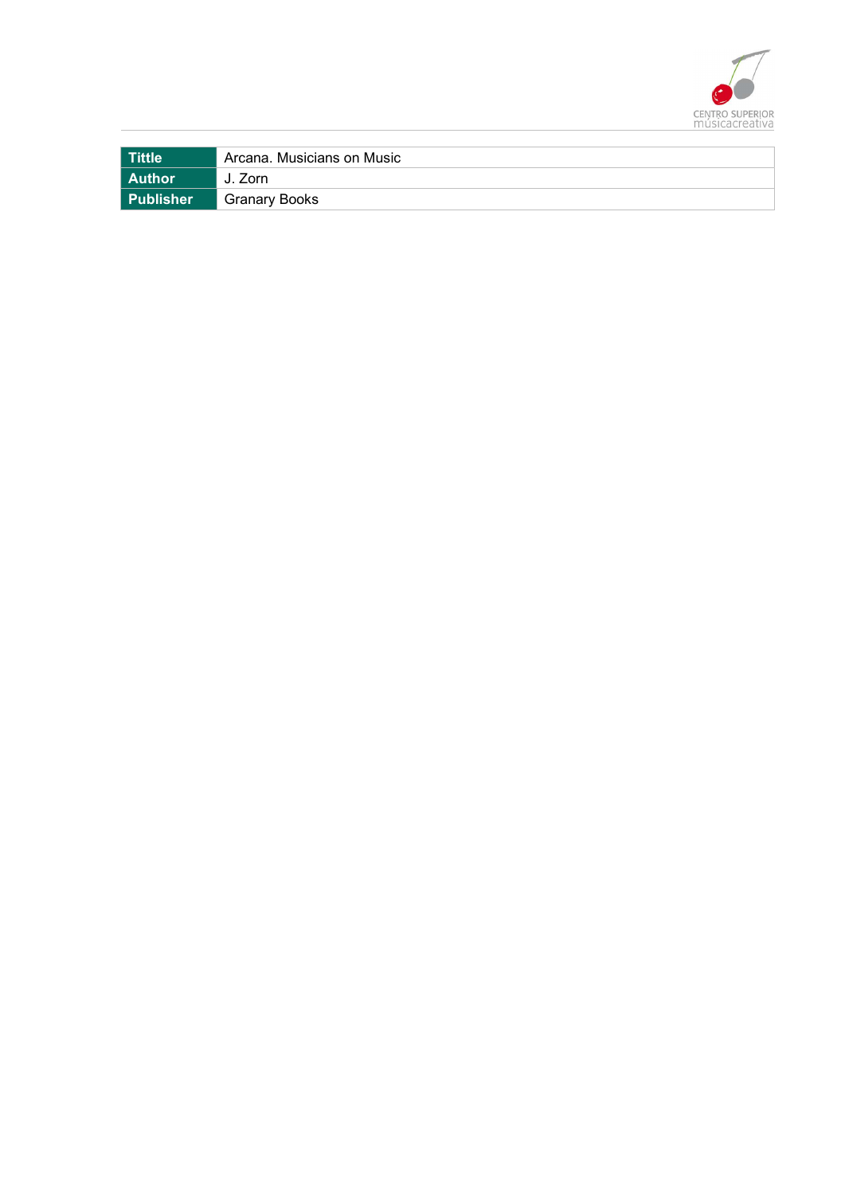| | |
|---|---|
| **Tittle** | Arcana. Musicians on Music |
| **Author** | J. Zorn |
| **Publisher** | Granary Books |